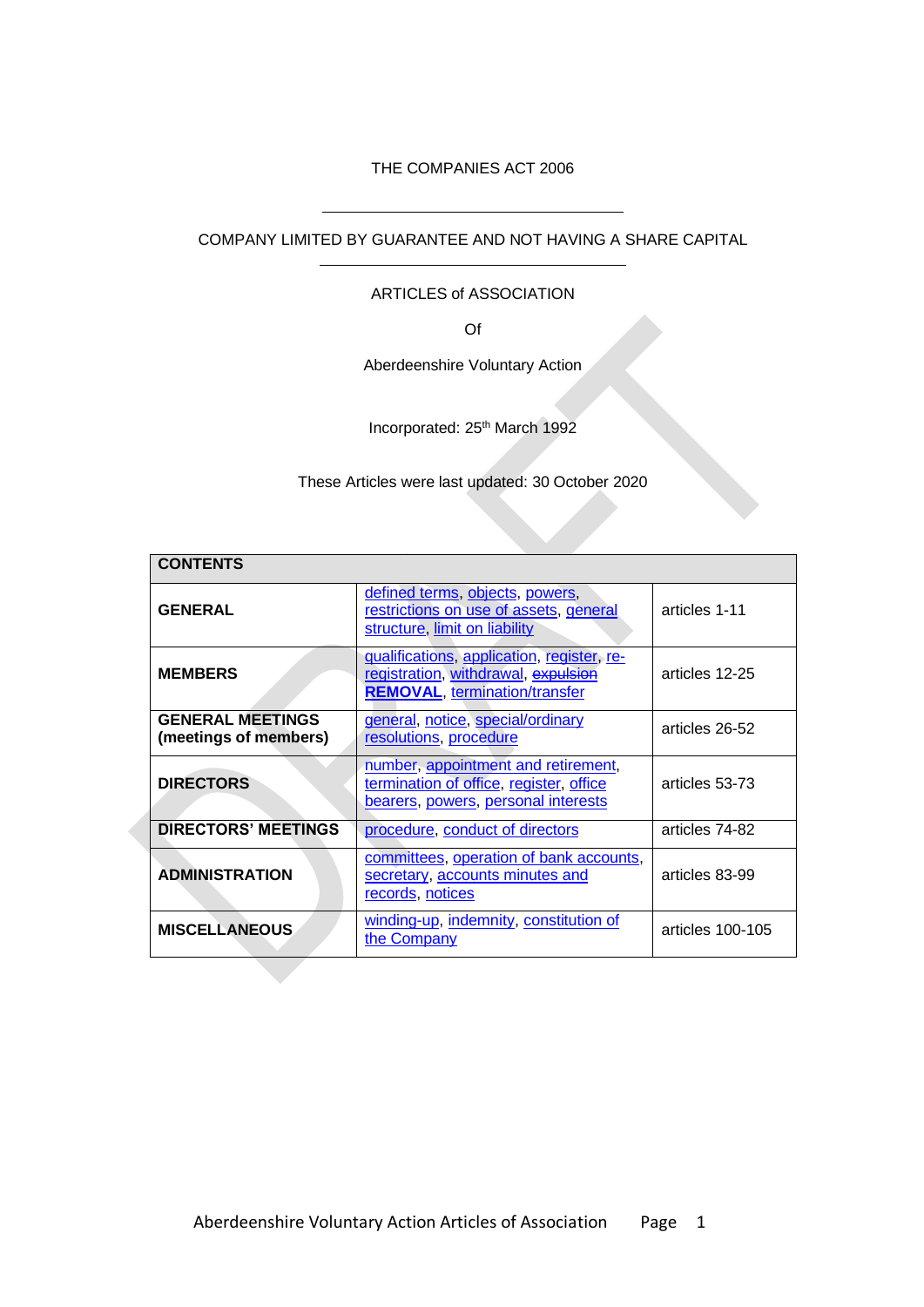THE COMPANIES ACT 2006

COMPANY LIMITED BY GUARANTEE AND NOT HAVING A SHARE CAPITAL

ARTICLES of ASSOCIATION

Of

Aberdeenshire Voluntary Action

Incorporated: 25th March 1992

These Articles were last updated: 30 October 2020

| CONTENTS | | |
|---|---|---|
| **GENERAL** | defined terms, objects, powers, restrictions on use of assets, general structure, limit on liability | articles 1-11 |
| **MEMBERS** | qualifications, application, register, re-registration, withdrawal, ~~expulsion~~ **REMOVAL**, termination/transfer | articles 12-25 |
| **GENERAL MEETINGS (meetings of members)** | general, notice, special/ordinary resolutions, procedure | articles 26-52 |
| **DIRECTORS** | number, appointment and retirement, termination of office, register, office bearers, powers, personal interests | articles 53-73 |
| **DIRECTORS' MEETINGS** | procedure, conduct of directors | articles 74-82 |
| **ADMINISTRATION** | committees, operation of bank accounts, secretary, accounts minutes and records, notices | articles 83-99 |
| **MISCELLANEOUS** | winding-up, indemnity, constitution of the Company | articles 100-105 |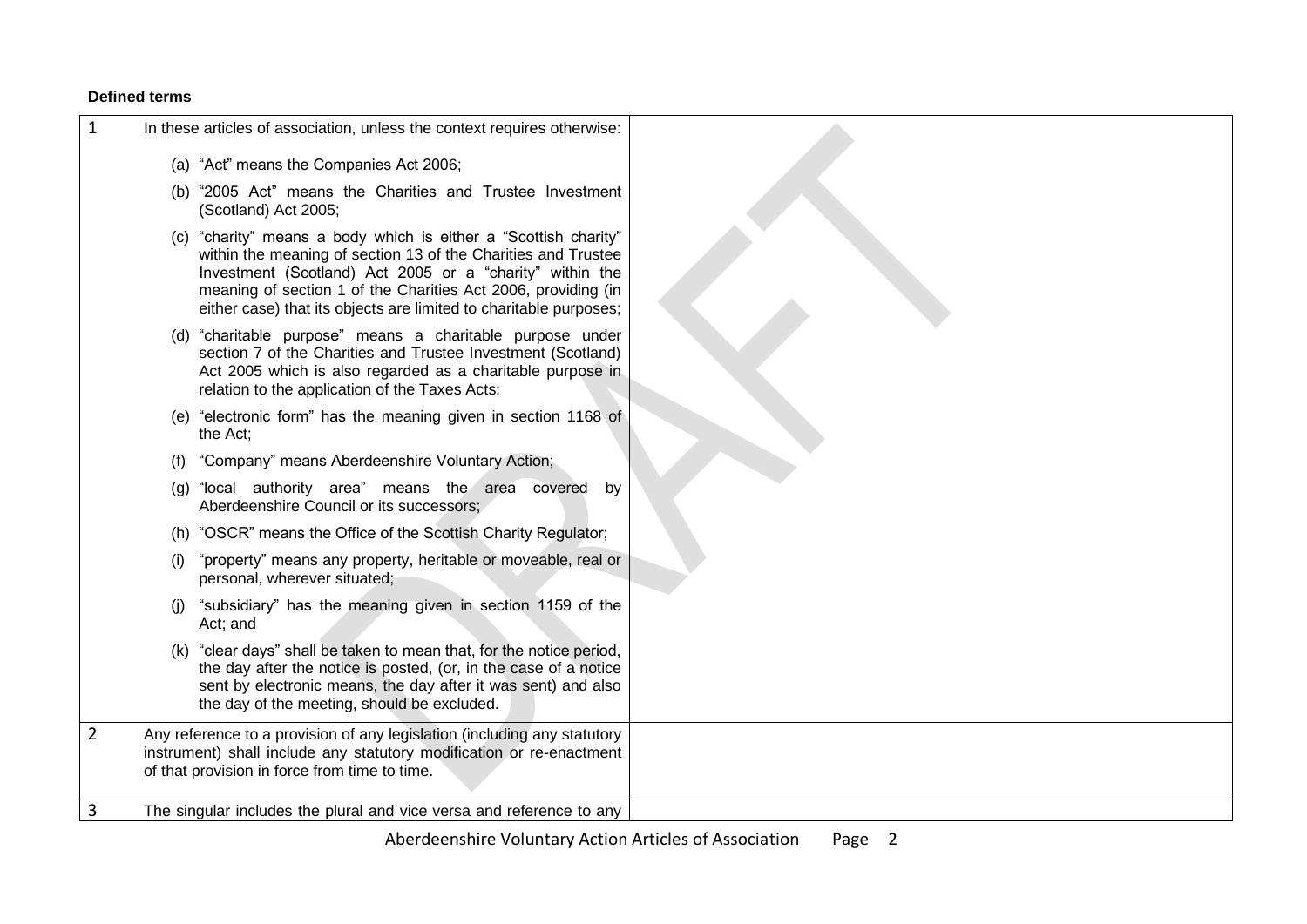**Defined terms**

| | | |
|---|---|---|
| 1 | In these articles of association, unless the context requires otherwise:<br><br>(a) "Act" means the Companies Act 2006;<br><br>(b) "2005 Act" means the Charities and Trustee Investment (Scotland) Act 2005;<br><br>(c) "charity" means a body which is either a "Scottish charity" within the meaning of section 13 of the Charities and Trustee Investment (Scotland) Act 2005 or a "charity" within the meaning of section 1 of the Charities Act 2006, providing (in either case) that its objects are limited to charitable purposes;<br><br>(d) "charitable purpose" means a charitable purpose under section 7 of the Charities and Trustee Investment (Scotland) Act 2005 which is also regarded as a charitable purpose in relation to the application of the Taxes Acts;<br><br>(e) "electronic form" has the meaning given in section 1168 of the Act;<br><br>(f) "Company" means Aberdeenshire Voluntary Action;<br><br>(g) "local authority area" means the area covered by Aberdeenshire Council or its successors;<br><br>(h) "OSCR" means the Office of the Scottish Charity Regulator;<br><br>(i) "property" means any property, heritable or moveable, real or personal, wherever situated;<br><br>(j) "subsidiary" has the meaning given in section 1159 of the Act; and<br><br>(k) "clear days" shall be taken to mean that, for the notice period, the day after the notice is posted, (or, in the case of a notice sent by electronic means, the day after it was sent) and also the day of the meeting, should be excluded. | |
| 2 | Any reference to a provision of any legislation (including any statutory instrument) shall include any statutory modification or re-enactment of that provision in force from time to time. | |
| 3 | The singular includes the plural and vice versa and reference to any | |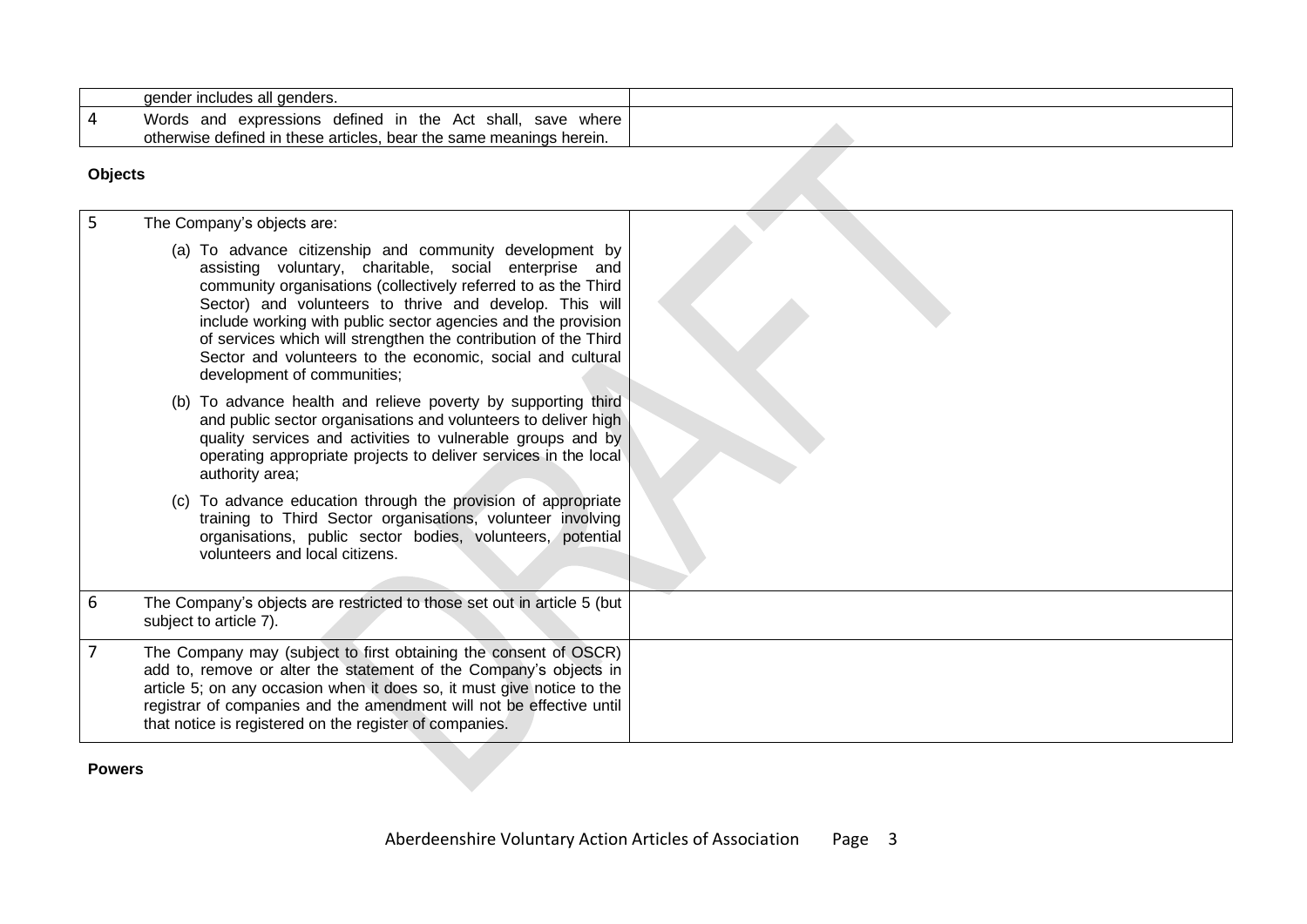| | | |
|---|---|---|
| | gender includes all genders. | |
| 4 | Words and expressions defined in the Act shall, save where otherwise defined in these articles, bear the same meanings herein. | |

**Objects**

| | | |
|---|---|---|
| 5 | The Company's objects are:<br><br>(a) To advance citizenship and community development by assisting voluntary, charitable, social enterprise and community organisations (collectively referred to as the Third Sector) and volunteers to thrive and develop. This will include working with public sector agencies and the provision of services which will strengthen the contribution of the Third Sector and volunteers to the economic, social and cultural development of communities;<br><br>(b) To advance health and relieve poverty by supporting third and public sector organisations and volunteers to deliver high quality services and activities to vulnerable groups and by operating appropriate projects to deliver services in the local authority area;<br><br>(c) To advance education through the provision of appropriate training to Third Sector organisations, volunteer involving organisations, public sector bodies, volunteers, potential volunteers and local citizens. | |
| 6 | The Company's objects are restricted to those set out in article 5 (but subject to article 7). | |
| 7 | The Company may (subject to first obtaining the consent of OSCR) add to, remove or alter the statement of the Company's objects in article 5; on any occasion when it does so, it must give notice to the registrar of companies and the amendment will not be effective until that notice is registered on the register of companies. | |

**Powers**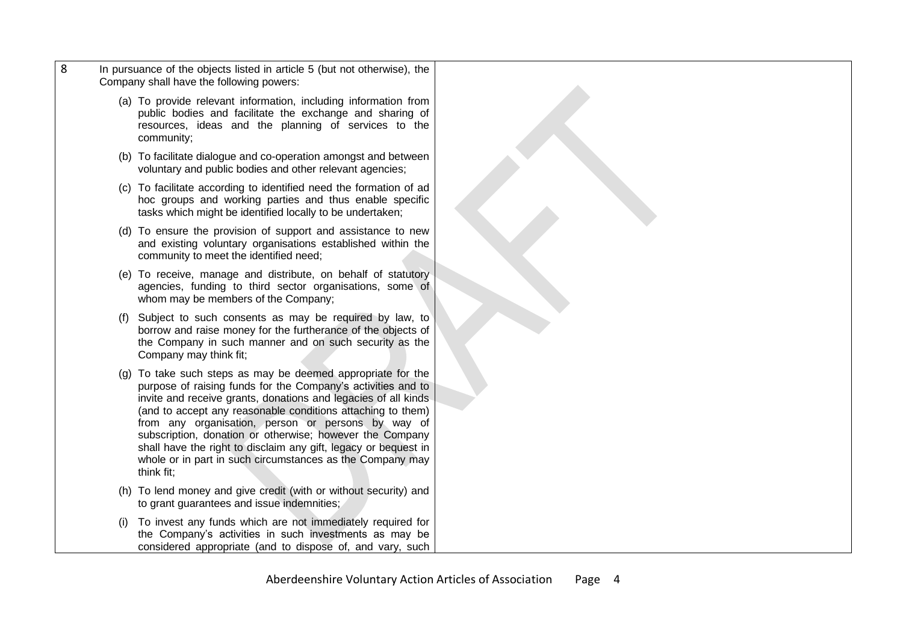8 In pursuance of the objects listed in article 5 (but not otherwise), the Company shall have the following powers:

(a) To provide relevant information, including information from public bodies and facilitate the exchange and sharing of resources, ideas and the planning of services to the community;

(b) To facilitate dialogue and co-operation amongst and between voluntary and public bodies and other relevant agencies;

(c) To facilitate according to identified need the formation of ad hoc groups and working parties and thus enable specific tasks which might be identified locally to be undertaken;

(d) To ensure the provision of support and assistance to new and existing voluntary organisations established within the community to meet the identified need;

(e) To receive, manage and distribute, on behalf of statutory agencies, funding to third sector organisations, some of whom may be members of the Company;

(f) Subject to such consents as may be required by law, to borrow and raise money for the furtherance of the objects of the Company in such manner and on such security as the Company may think fit;

(g) To take such steps as may be deemed appropriate for the purpose of raising funds for the Company's activities and to invite and receive grants, donations and legacies of all kinds (and to accept any reasonable conditions attaching to them) from any organisation, person or persons by way of subscription, donation or otherwise; however the Company shall have the right to disclaim any gift, legacy or bequest in whole or in part in such circumstances as the Company may think fit;

(h) To lend money and give credit (with or without security) and to grant guarantees and issue indemnities;

(i) To invest any funds which are not immediately required for the Company's activities in such investments as may be considered appropriate (and to dispose of, and vary, such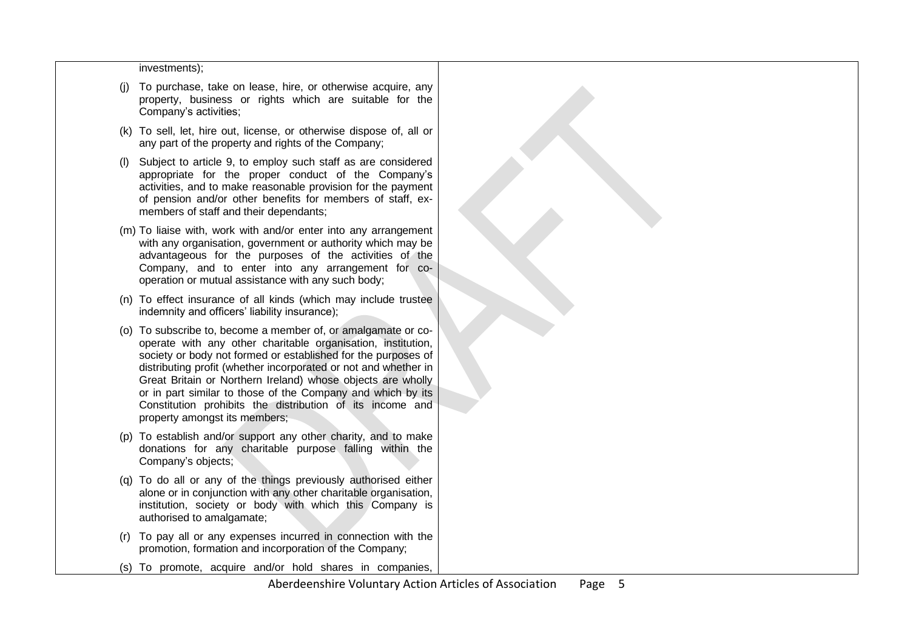investments);

(j) To purchase, take on lease, hire, or otherwise acquire, any property, business or rights which are suitable for the Company's activities;

(k) To sell, let, hire out, license, or otherwise dispose of, all or any part of the property and rights of the Company;

(l) Subject to article 9, to employ such staff as are considered appropriate for the proper conduct of the Company's activities, and to make reasonable provision for the payment of pension and/or other benefits for members of staff, ex-members of staff and their dependants;

(m) To liaise with, work with and/or enter into any arrangement with any organisation, government or authority which may be advantageous for the purposes of the activities of the Company, and to enter into any arrangement for co-operation or mutual assistance with any such body;

(n) To effect insurance of all kinds (which may include trustee indemnity and officers' liability insurance);

(o) To subscribe to, become a member of, or amalgamate or co-operate with any other charitable organisation, institution, society or body not formed or established for the purposes of distributing profit (whether incorporated or not and whether in Great Britain or Northern Ireland) whose objects are wholly or in part similar to those of the Company and which by its Constitution prohibits the distribution of its income and property amongst its members;

(p) To establish and/or support any other charity, and to make donations for any charitable purpose falling within the Company's objects;

(q) To do all or any of the things previously authorised either alone or in conjunction with any other charitable organisation, institution, society or body with which this Company is authorised to amalgamate;

(r) To pay all or any expenses incurred in connection with the promotion, formation and incorporation of the Company;

(s) To promote, acquire and/or hold shares in companies,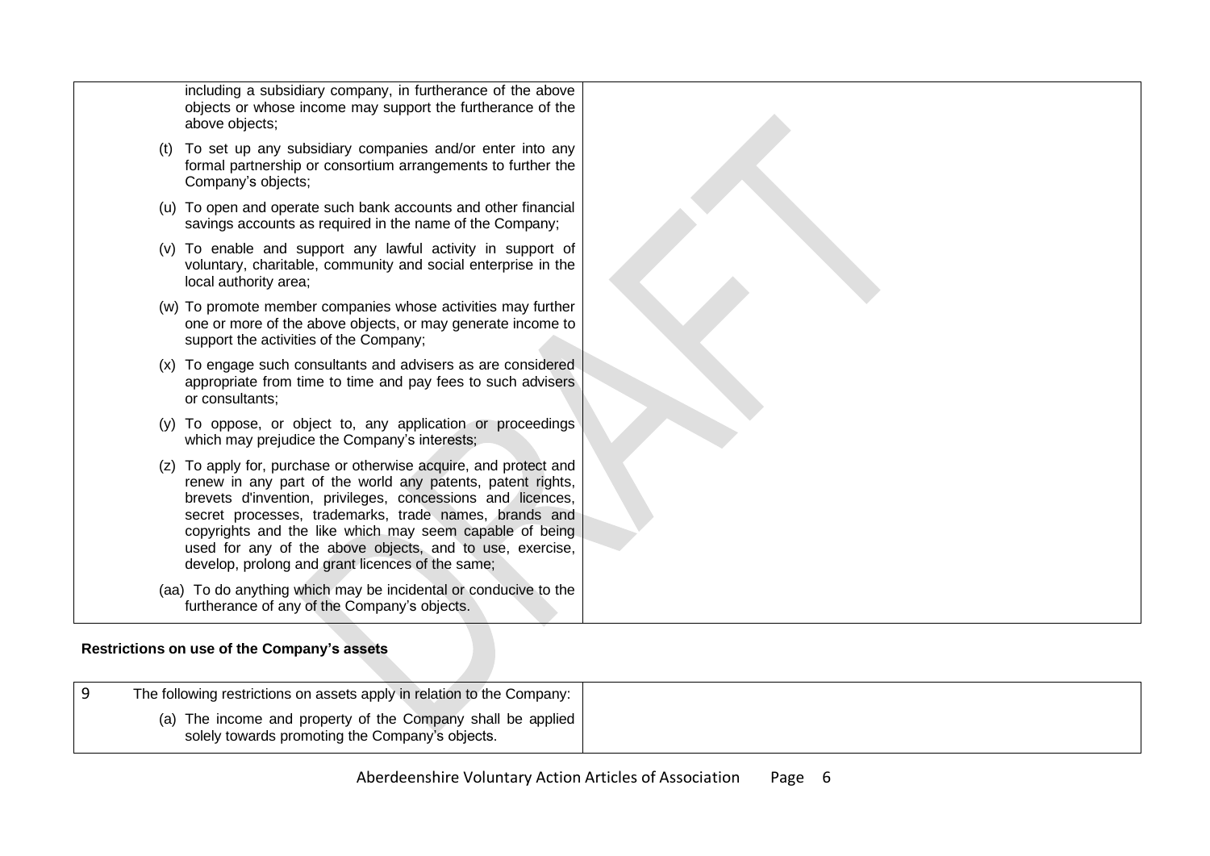| | |
|---|---|
| including a subsidiary company, in furtherance of the above objects or whose income may support the furtherance of the above objects; | |
| (t) To set up any subsidiary companies and/or enter into any formal partnership or consortium arrangements to further the Company's objects; | |
| (u) To open and operate such bank accounts and other financial savings accounts as required in the name of the Company; | |
| (v) To enable and support any lawful activity in support of voluntary, charitable, community and social enterprise in the local authority area; | |
| (w) To promote member companies whose activities may further one or more of the above objects, or may generate income to support the activities of the Company; | |
| (x) To engage such consultants and advisers as are considered appropriate from time to time and pay fees to such advisers or consultants; | |
| (y) To oppose, or object to, any application or proceedings which may prejudice the Company's interests; | |
| (z) To apply for, purchase or otherwise acquire, and protect and renew in any part of the world any patents, patent rights, brevets d'invention, privileges, concessions and licences, secret processes, trademarks, trade names, brands and copyrights and the like which may seem capable of being used for any of the above objects, and to use, exercise, develop, prolong and grant licences of the same; | |
| (aa) To do anything which may be incidental or conducive to the furtherance of any of the Company's objects. | |

**Restrictions on use of the Company's assets**

| | |
|---|---|
| 9 The following restrictions on assets apply in relation to the Company: | |
| (a) The income and property of the Company shall be applied solely towards promoting the Company's objects. | |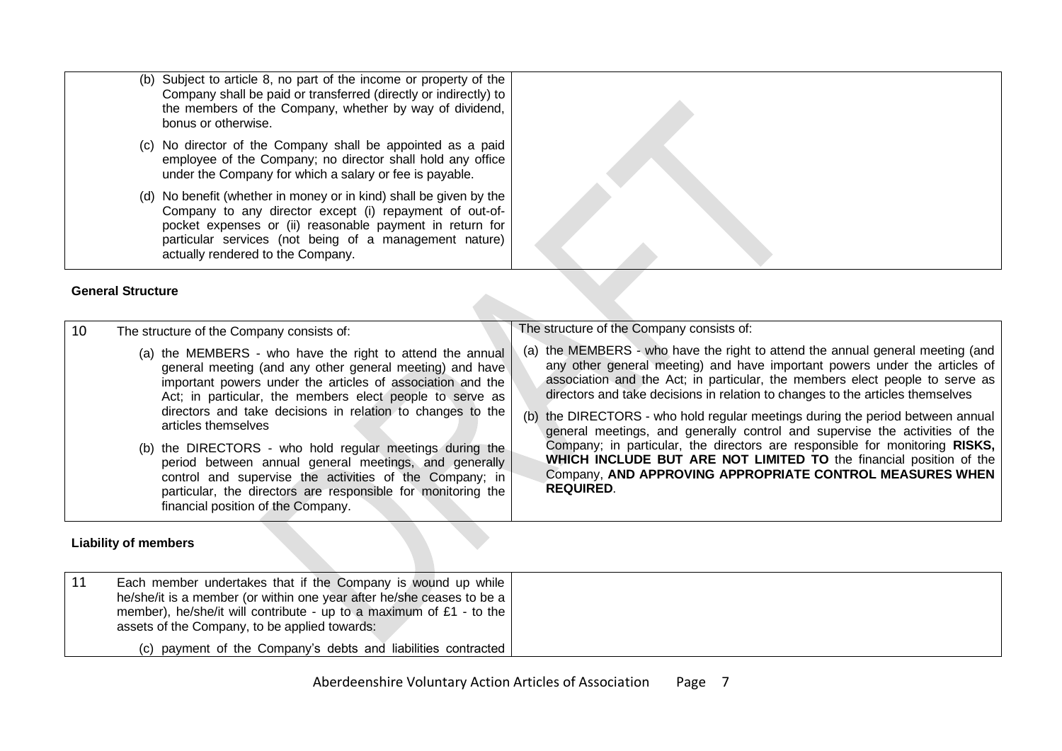| | Current | Proposed |
|---|---|---|
| | (b) Subject to article 8, no part of the income or property of the Company shall be paid or transferred (directly or indirectly) to the members of the Company, whether by way of dividend, bonus or otherwise.<br><br>(c) No director of the Company shall be appointed as a paid employee of the Company; no director shall hold any office under the Company for which a salary or fee is payable.<br><br>(d) No benefit (whether in money or in kind) shall be given by the Company to any director except (i) repayment of out-of-pocket expenses or (ii) reasonable payment in return for particular services (not being of a management nature) actually rendered to the Company. | |

**General Structure**

| | Current | Proposed |
|---|---|---|
| 10 | The structure of the Company consists of:<br><br>(a) the MEMBERS - who have the right to attend the annual general meeting (and any other general meeting) and have important powers under the articles of association and the Act; in particular, the members elect people to serve as directors and take decisions in relation to changes to the articles themselves<br><br>(b) the DIRECTORS - who hold regular meetings during the period between annual general meetings, and generally control and supervise the activities of the Company; in particular, the directors are responsible for monitoring the financial position of the Company. | The structure of the Company consists of:<br><br>(a) the MEMBERS - who have the right to attend the annual general meeting (and any other general meeting) and have important powers under the articles of association and the Act; in particular, the members elect people to serve as directors and take decisions in relation to changes to the articles themselves<br><br>(b) the DIRECTORS - who hold regular meetings during the period between annual general meetings, and generally control and supervise the activities of the Company; in particular, the directors are responsible for monitoring **RISKS, WHICH INCLUDE BUT ARE NOT LIMITED TO** the financial position of the Company, **AND APPROVING APPROPRIATE CONTROL MEASURES WHEN REQUIRED**. |

**Liability of members**

| | Current | Proposed |
|---|---|---|
| 11 | Each member undertakes that if the Company is wound up while he/she/it is a member (or within one year after he/she ceases to be a member), he/she/it will contribute - up to a maximum of £1 - to the assets of the Company, to be applied towards:<br><br>(c) payment of the Company's debts and liabilities contracted | |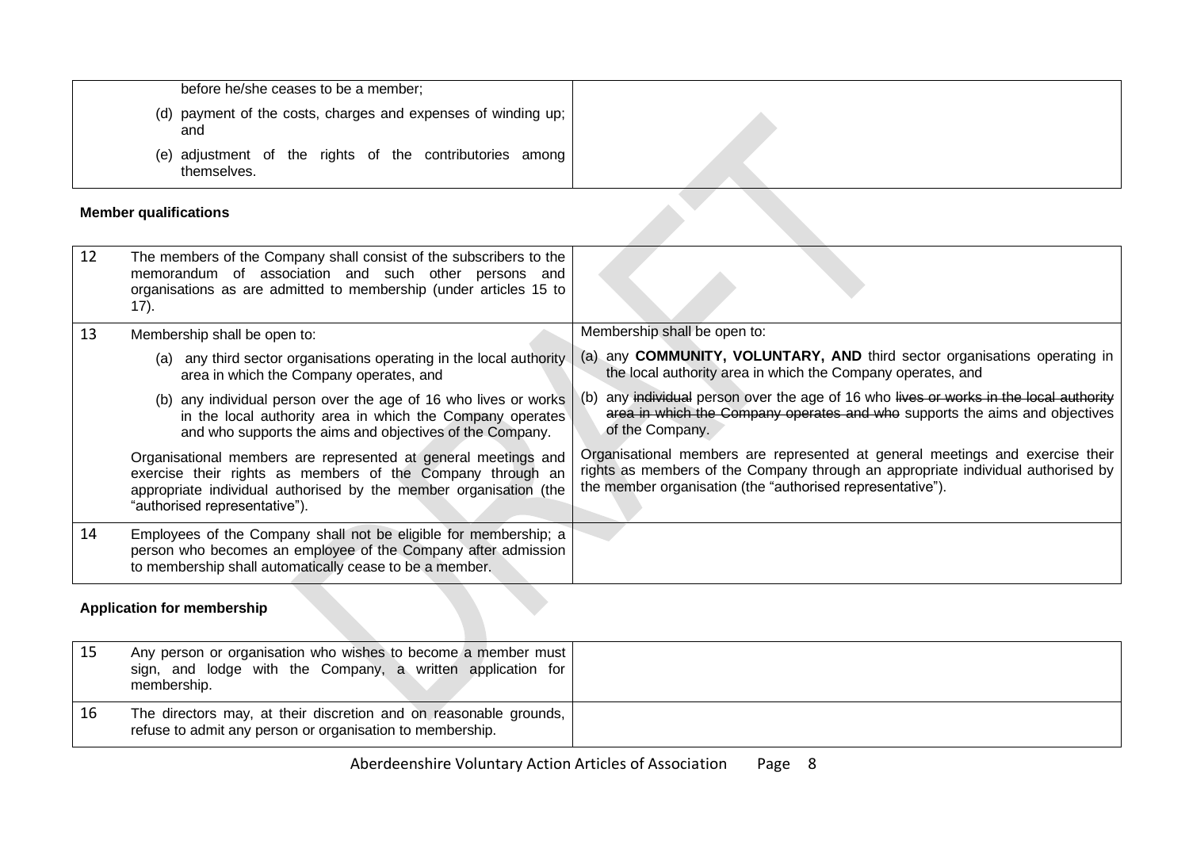| | | |
|---|---|---|
| | before he/she ceases to be a member;<br>(d) payment of the costs, charges and expenses of winding up; and<br>(e) adjustment of the rights of the contributories among themselves. | |

**Member qualifications**

| | | |
|---|---|---|
| 12 | The members of the Company shall consist of the subscribers to the memorandum of association and such other persons and organisations as are admitted to membership (under articles 15 to 17). | |
| 13 | Membership shall be open to:<br>(a) any third sector organisations operating in the local authority area in which the Company operates, and<br>(b) any individual person over the age of 16 who lives or works in the local authority area in which the Company operates and who supports the aims and objectives of the Company.<br>Organisational members are represented at general meetings and exercise their rights as members of the Company through an appropriate individual authorised by the member organisation (the "authorised representative"). | Membership shall be open to:<br>(a) any **COMMUNITY, VOLUNTARY, AND** third sector organisations operating in the local authority area in which the Company operates, and<br>(b) any ~~individual~~ person over the age of 16 who ~~lives or works in the local authority area in which the Company operates and who~~ supports the aims and objectives of the Company.<br>Organisational members are represented at general meetings and exercise their rights as members of the Company through an appropriate individual authorised by the member organisation (the "authorised representative"). |
| 14 | Employees of the Company shall not be eligible for membership; a person who becomes an employee of the Company after admission to membership shall automatically cease to be a member. | |

**Application for membership**

| | | |
|---|---|---|
| 15 | Any person or organisation who wishes to become a member must sign, and lodge with the Company, a written application for membership. | |
| 16 | The directors may, at their discretion and on reasonable grounds, refuse to admit any person or organisation to membership. | |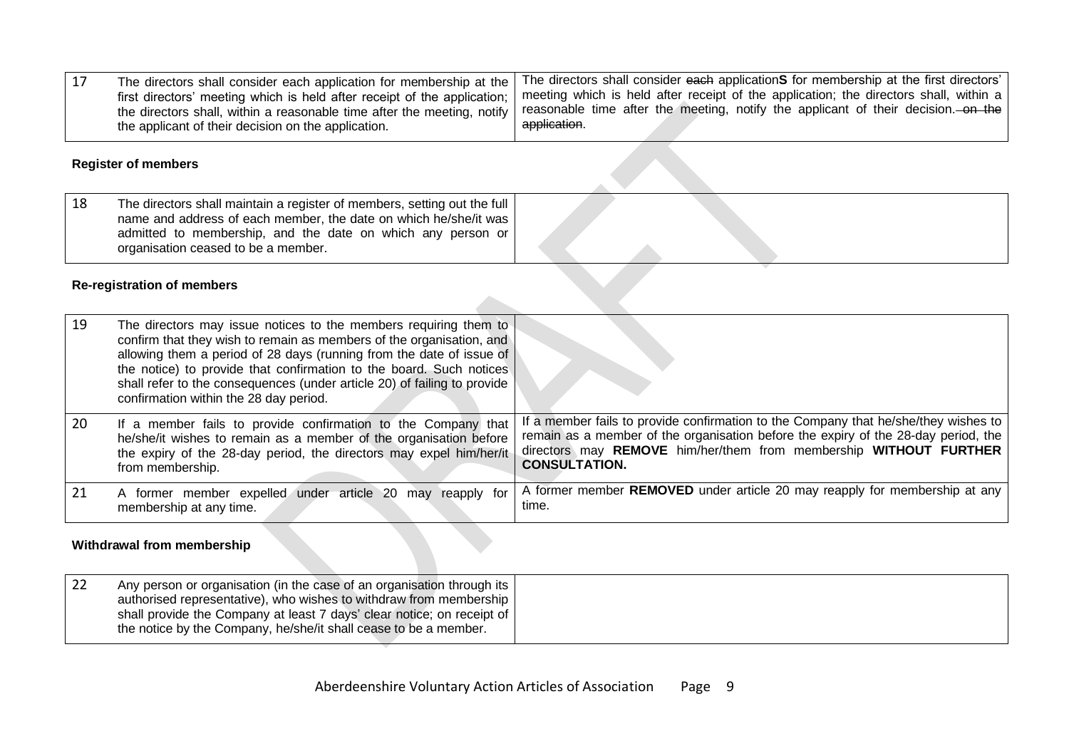| 17 | The directors shall consider each application for membership at the first directors' meeting which is held after receipt of the application; the directors shall, within a reasonable time after the meeting, notify the applicant of their decision on the application. | The directors shall consider ~~each~~ application**S** for membership at the first directors' meeting which is held after receipt of the application; the directors shall, within a reasonable time after the meeting, notify the applicant of their decision. ~~on the application~~. |
|---|---|---|

**Register of members**

| 18 | The directors shall maintain a register of members, setting out the full name and address of each member, the date on which he/she/it was admitted to membership, and the date on which any person or organisation ceased to be a member. | |
|---|---|---|

**Re-registration of members**

| 19 | The directors may issue notices to the members requiring them to confirm that they wish to remain as members of the organisation, and allowing them a period of 28 days (running from the date of issue of the notice) to provide that confirmation to the board. Such notices shall refer to the consequences (under article 20) of failing to provide confirmation within the 28 day period. | |
|---|---|---|
| 20 | If a member fails to provide confirmation to the Company that he/she/it wishes to remain as a member of the organisation before the expiry of the 28-day period, the directors may expel him/her/it from membership. | If a member fails to provide confirmation to the Company that he/she/they wishes to remain as a member of the organisation before the expiry of the 28-day period, the directors may **REMOVE** him/her/them from membership **WITHOUT FURTHER CONSULTATION.** |
| 21 | A former member expelled under article 20 may reapply for membership at any time. | A former member **REMOVED** under article 20 may reapply for membership at any time. |

**Withdrawal from membership**

| 22 | Any person or organisation (in the case of an organisation through its authorised representative), who wishes to withdraw from membership shall provide the Company at least 7 days' clear notice; on receipt of the notice by the Company, he/she/it shall cease to be a member. | |
|---|---|---|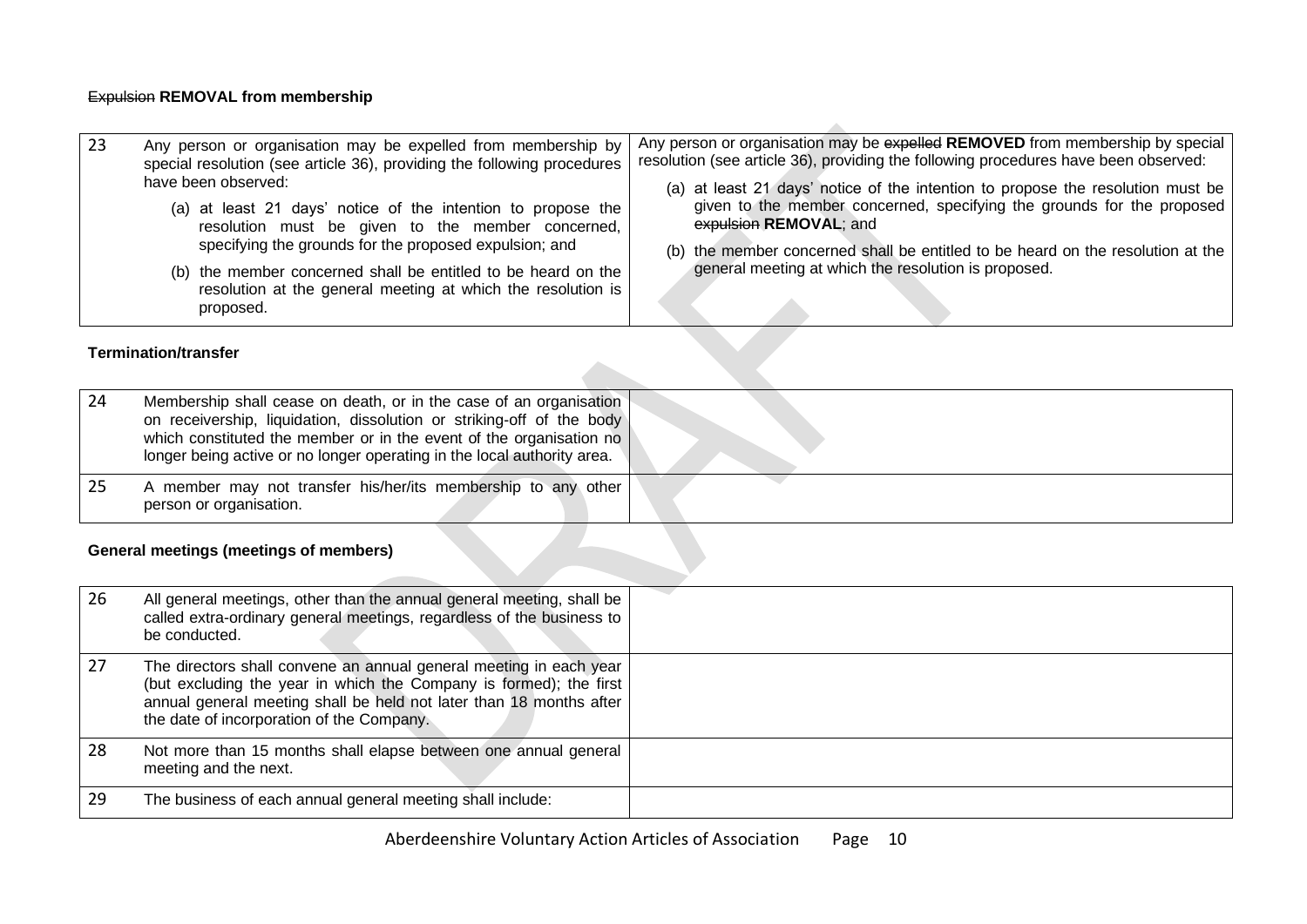~~Expulsion~~ **REMOVAL from membership**

| | | |
|---|---|---|
| 23 | Any person or organisation may be expelled from membership by special resolution (see article 36), providing the following procedures have been observed:<br>(a) at least 21 days' notice of the intention to propose the resolution must be given to the member concerned, specifying the grounds for the proposed expulsion; and<br>(b) the member concerned shall be entitled to be heard on the resolution at the general meeting at which the resolution is proposed. | Any person or organisation may be ~~expelled~~ **REMOVED** from membership by special resolution (see article 36), providing the following procedures have been observed:<br>(a) at least 21 days' notice of the intention to propose the resolution must be given to the member concerned, specifying the grounds for the proposed ~~expulsion~~ **REMOVAL**; and<br>(b) the member concerned shall be entitled to be heard on the resolution at the general meeting at which the resolution is proposed. |

**Termination/transfer**

| | | |
|---|---|---|
| 24 | Membership shall cease on death, or in the case of an organisation on receivership, liquidation, dissolution or striking-off of the body which constituted the member or in the event of the organisation no longer being active or no longer operating in the local authority area. | |
| 25 | A member may not transfer his/her/its membership to any other person or organisation. | |

**General meetings (meetings of members)**

| | | |
|---|---|---|
| 26 | All general meetings, other than the annual general meeting, shall be called extra-ordinary general meetings, regardless of the business to be conducted. | |
| 27 | The directors shall convene an annual general meeting in each year (but excluding the year in which the Company is formed); the first annual general meeting shall be held not later than 18 months after the date of incorporation of the Company. | |
| 28 | Not more than 15 months shall elapse between one annual general meeting and the next. | |
| 29 | The business of each annual general meeting shall include: | |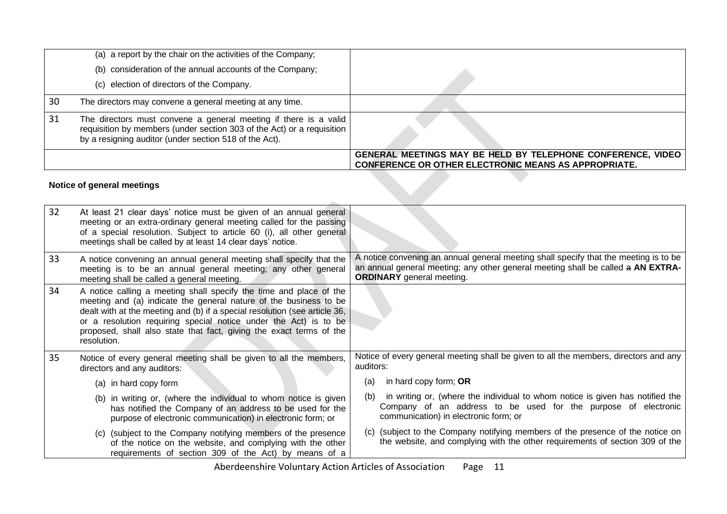| | | |
|---|---|---|
| | (a) a report by the chair on the activities of the Company;<br>(b) consideration of the annual accounts of the Company;<br>(c) election of directors of the Company. | |
| 30 | The directors may convene a general meeting at any time. | |
| 31 | The directors must convene a general meeting if there is a valid requisition by members (under section 303 of the Act) or a requisition by a resigning auditor (under section 518 of the Act). | |
| | | **GENERAL MEETINGS MAY BE HELD BY TELEPHONE CONFERENCE, VIDEO CONFERENCE OR OTHER ELECTRONIC MEANS AS APPROPRIATE.** |

**Notice of general meetings**

| | | |
|---|---|---|
| 32 | At least 21 clear days' notice must be given of an annual general meeting or an extra-ordinary general meeting called for the passing of a special resolution. Subject to article 60 (i), all other general meetings shall be called by at least 14 clear days' notice. | |
| 33 | A notice convening an annual general meeting shall specify that the meeting is to be an annual general meeting; any other general meeting shall be called a general meeting. | A notice convening an annual general meeting shall specify that the meeting is to be an annual general meeting; any other general meeting shall be called ~~a~~ **AN EXTRA-ORDINARY** general meeting. |
| 34 | A notice calling a meeting shall specify the time and place of the meeting and (a) indicate the general nature of the business to be dealt with at the meeting and (b) if a special resolution (see article 36, or a resolution requiring special notice under the Act) is to be proposed, shall also state that fact, giving the exact terms of the resolution. | |
| 35 | Notice of every general meeting shall be given to all the members, directors and any auditors:<br>(a) in hard copy form<br>(b) in writing or, (where the individual to whom notice is given has notified the Company of an address to be used for the purpose of electronic communication) in electronic form; or<br>(c) (subject to the Company notifying members of the presence of the notice on the website, and complying with the other requirements of section 309 of the Act) by means of a | Notice of every general meeting shall be given to all the members, directors and any auditors:<br>(a) in hard copy form; **OR**<br>(b) in writing or, (where the individual to whom notice is given has notified the Company of an address to be used for the purpose of electronic communication) in electronic form; or<br>(c) (subject to the Company notifying members of the presence of the notice on the website, and complying with the other requirements of section 309 of the |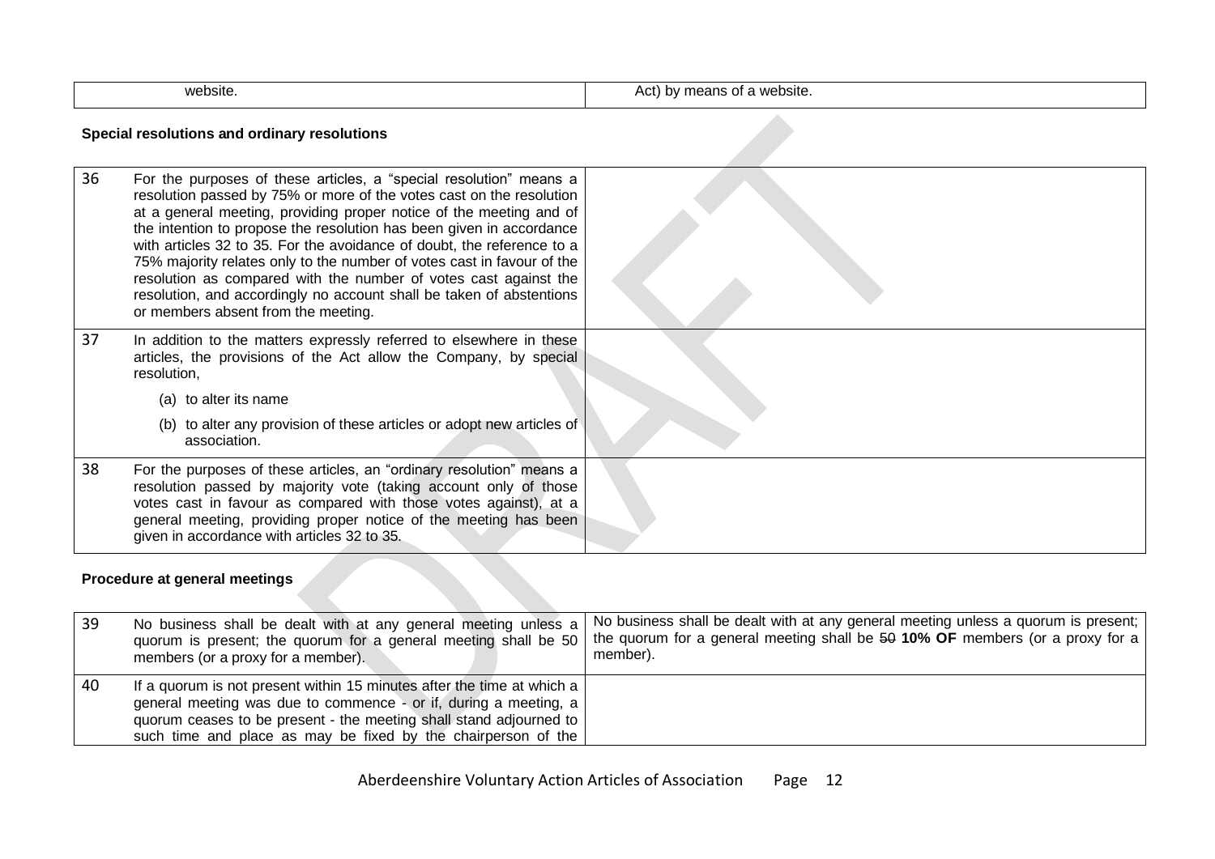| | website. | Act) by means of a website. |
|---|---|---|

**Special resolutions and ordinary resolutions**

| | | |
|---|---|---|
| 36 | For the purposes of these articles, a "special resolution" means a resolution passed by 75% or more of the votes cast on the resolution at a general meeting, providing proper notice of the meeting and of the intention to propose the resolution has been given in accordance with articles 32 to 35. For the avoidance of doubt, the reference to a 75% majority relates only to the number of votes cast in favour of the resolution as compared with the number of votes cast against the resolution, and accordingly no account shall be taken of abstentions or members absent from the meeting. | |
| 37 | In addition to the matters expressly referred to elsewhere in these articles, the provisions of the Act allow the Company, by special resolution,<br>(a) to alter its name<br>(b) to alter any provision of these articles or adopt new articles of association. | |
| 38 | For the purposes of these articles, an "ordinary resolution" means a resolution passed by majority vote (taking account only of those votes cast in favour as compared with those votes against), at a general meeting, providing proper notice of the meeting has been given in accordance with articles 32 to 35. | |

**Procedure at general meetings**

| | | |
|---|---|---|
| 39 | No business shall be dealt with at any general meeting unless a quorum is present; the quorum for a general meeting shall be 50 members (or a proxy for a member). | No business shall be dealt with at any general meeting unless a quorum is present; the quorum for a general meeting shall be ~~50~~ **10% OF** members (or a proxy for a member). |
| 40 | If a quorum is not present within 15 minutes after the time at which a general meeting was due to commence - or if, during a meeting, a quorum ceases to be present - the meeting shall stand adjourned to such time and place as may be fixed by the chairperson of the | |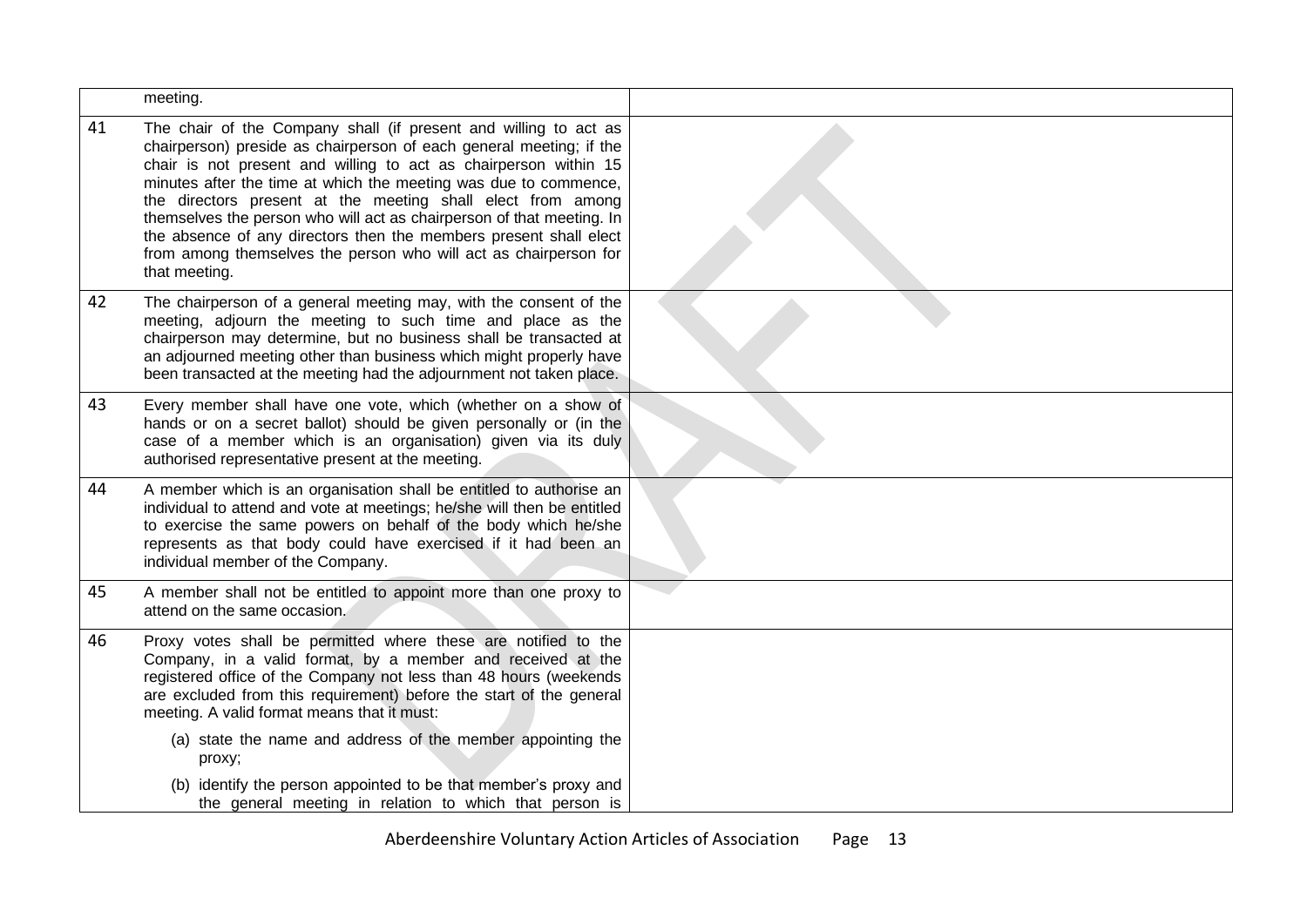| | | |
|---|---|---|
| | meeting. | |
| 41 | The chair of the Company shall (if present and willing to act as chairperson) preside as chairperson of each general meeting; if the chair is not present and willing to act as chairperson within 15 minutes after the time at which the meeting was due to commence, the directors present at the meeting shall elect from among themselves the person who will act as chairperson of that meeting. In the absence of any directors then the members present shall elect from among themselves the person who will act as chairperson for that meeting. | |
| 42 | The chairperson of a general meeting may, with the consent of the meeting, adjourn the meeting to such time and place as the chairperson may determine, but no business shall be transacted at an adjourned meeting other than business which might properly have been transacted at the meeting had the adjournment not taken place. | |
| 43 | Every member shall have one vote, which (whether on a show of hands or on a secret ballot) should be given personally or (in the case of a member which is an organisation) given via its duly authorised representative present at the meeting. | |
| 44 | A member which is an organisation shall be entitled to authorise an individual to attend and vote at meetings; he/she will then be entitled to exercise the same powers on behalf of the body which he/she represents as that body could have exercised if it had been an individual member of the Company. | |
| 45 | A member shall not be entitled to appoint more than one proxy to attend on the same occasion. | |
| 46 | Proxy votes shall be permitted where these are notified to the Company, in a valid format, by a member and received at the registered office of the Company not less than 48 hours (weekends are excluded from this requirement) before the start of the general meeting. A valid format means that it must:<br><br>(a) state the name and address of the member appointing the proxy;<br><br>(b) identify the person appointed to be that member's proxy and the general meeting in relation to which that person is | |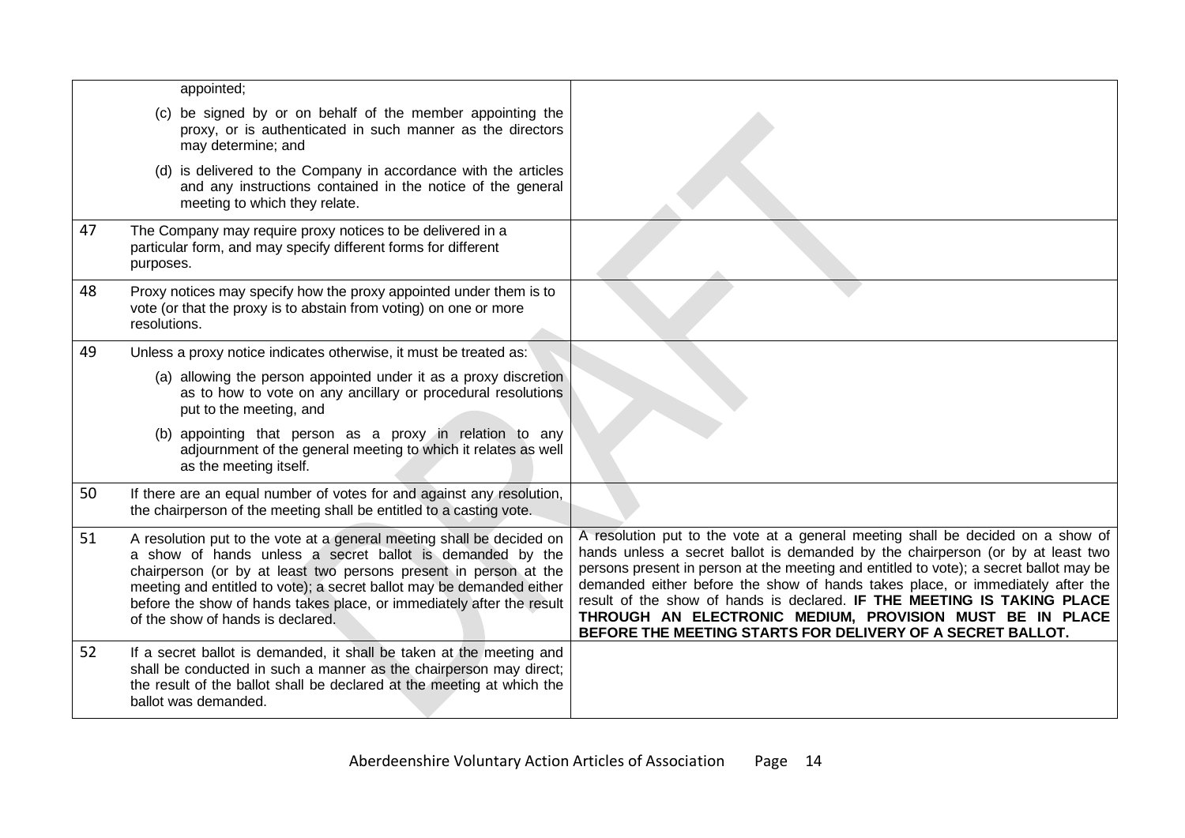| | | |
|---|---|---|
| | appointed;<br><br>(c) be signed by or on behalf of the member appointing the proxy, or is authenticated in such manner as the directors may determine; and<br><br>(d) is delivered to the Company in accordance with the articles and any instructions contained in the notice of the general meeting to which they relate. | |
| 47 | The Company may require proxy notices to be delivered in a particular form, and may specify different forms for different purposes. | |
| 48 | Proxy notices may specify how the proxy appointed under them is to vote (or that the proxy is to abstain from voting) on one or more resolutions. | |
| 49 | Unless a proxy notice indicates otherwise, it must be treated as:<br><br>(a) allowing the person appointed under it as a proxy discretion as to how to vote on any ancillary or procedural resolutions put to the meeting, and<br><br>(b) appointing that person as a proxy in relation to any adjournment of the general meeting to which it relates as well as the meeting itself. | |
| 50 | If there are an equal number of votes for and against any resolution, the chairperson of the meeting shall be entitled to a casting vote. | |
| 51 | A resolution put to the vote at a general meeting shall be decided on a show of hands unless a secret ballot is demanded by the chairperson (or by at least two persons present in person at the meeting and entitled to vote); a secret ballot may be demanded either before the show of hands takes place, or immediately after the result of the show of hands is declared. | A resolution put to the vote at a general meeting shall be decided on a show of hands unless a secret ballot is demanded by the chairperson (or by at least two persons present in person at the meeting and entitled to vote); a secret ballot may be demanded either before the show of hands takes place, or immediately after the result of the show of hands is declared. **IF THE MEETING IS TAKING PLACE THROUGH AN ELECTRONIC MEDIUM, PROVISION MUST BE IN PLACE BEFORE THE MEETING STARTS FOR DELIVERY OF A SECRET BALLOT.** |
| 52 | If a secret ballot is demanded, it shall be taken at the meeting and shall be conducted in such a manner as the chairperson may direct; the result of the ballot shall be declared at the meeting at which the ballot was demanded. | |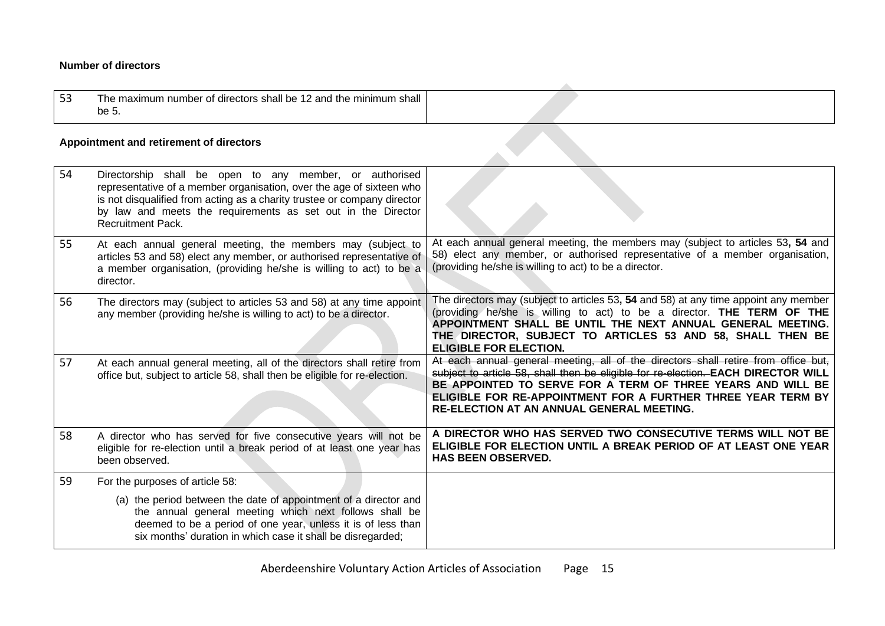**Number of directors**

| | | |
|---|---|---|
| 53 | The maximum number of directors shall be 12 and the minimum shall be 5. | |

**Appointment and retirement of directors**

| | | |
|---|---|---|
| 54 | Directorship shall be open to any member, or authorised representative of a member organisation, over the age of sixteen who is not disqualified from acting as a charity trustee or company director by law and meets the requirements as set out in the Director Recruitment Pack. | |
| 55 | At each annual general meeting, the members may (subject to articles 53 and 58) elect any member, or authorised representative of a member organisation, (providing he/she is willing to act) to be a director. | At each annual general meeting, the members may (subject to articles 53**, 54** and 58) elect any member, or authorised representative of a member organisation, (providing he/she is willing to act) to be a director. |
| 56 | The directors may (subject to articles 53 and 58) at any time appoint any member (providing he/she is willing to act) to be a director. | The directors may (subject to articles 53**, 54** and 58) at any time appoint any member (providing he/she is willing to act) to be a director. **THE TERM OF THE APPOINTMENT SHALL BE UNTIL THE NEXT ANNUAL GENERAL MEETING. THE DIRECTOR, SUBJECT TO ARTICLES 53 AND 58, SHALL THEN BE ELIGIBLE FOR ELECTION.** |
| 57 | At each annual general meeting, all of the directors shall retire from office but, subject to article 58, shall then be eligible for re-election. | ~~At each annual general meeting, all of the directors shall retire from office but, subject to article 58, shall then be eligible for re-election.~~ **EACH DIRECTOR WILL BE APPOINTED TO SERVE FOR A TERM OF THREE YEARS AND WILL BE ELIGIBLE FOR RE-APPOINTMENT FOR A FURTHER THREE YEAR TERM BY RE-ELECTION AT AN ANNUAL GENERAL MEETING.** |
| 58 | A director who has served for five consecutive years will not be eligible for re-election until a break period of at least one year has been observed. | **A DIRECTOR WHO HAS SERVED TWO CONSECUTIVE TERMS WILL NOT BE ELIGIBLE FOR ELECTION UNTIL A BREAK PERIOD OF AT LEAST ONE YEAR HAS BEEN OBSERVED.** |
| 59 | For the purposes of article 58:<br><br>(a) the period between the date of appointment of a director and the annual general meeting which next follows shall be deemed to be a period of one year, unless it is of less than six months' duration in which case it shall be disregarded; | |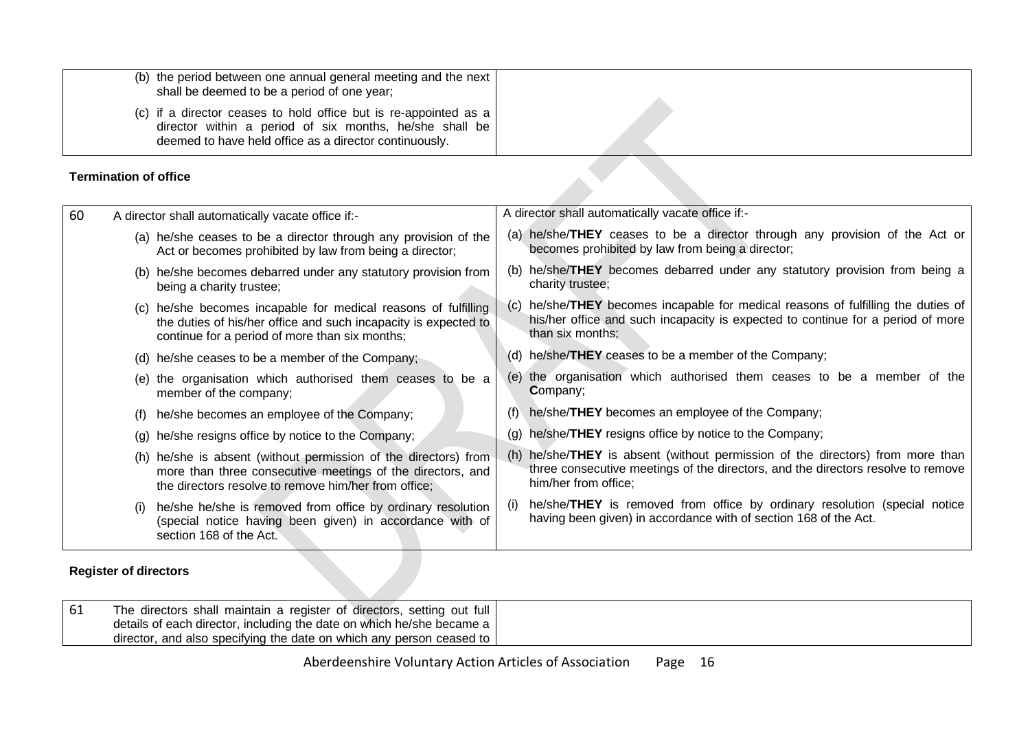| | | |
|---|---|---|
| | (b) the period between one annual general meeting and the next shall be deemed to be a period of one year;<br><br>(c) if a director ceases to hold office but is re-appointed as a director within a period of six months, he/she shall be deemed to have held office as a director continuously. | |

**Termination of office**

| | | |
|---|---|---|
| 60 | A director shall automatically vacate office if:-<br><br>(a) he/she ceases to be a director through any provision of the Act or becomes prohibited by law from being a director;<br><br>(b) he/she becomes debarred under any statutory provision from being a charity trustee;<br><br>(c) he/she becomes incapable for medical reasons of fulfilling the duties of his/her office and such incapacity is expected to continue for a period of more than six months;<br><br>(d) he/she ceases to be a member of the Company;<br><br>(e) the organisation which authorised them ceases to be a member of the company;<br><br>(f) he/she becomes an employee of the Company;<br><br>(g) he/she resigns office by notice to the Company;<br><br>(h) he/she is absent (without permission of the directors) from more than three consecutive meetings of the directors, and the directors resolve to remove him/her from office;<br><br>(i) he/she he/she is removed from office by ordinary resolution (special notice having been given) in accordance with of section 168 of the Act. | A director shall automatically vacate office if:-<br><br>(a) he/she/**THEY** ceases to be a director through any provision of the Act or becomes prohibited by law from being a director;<br><br>(b) he/she/**THEY** becomes debarred under any statutory provision from being a charity trustee;<br><br>(c) he/she/**THEY** becomes incapable for medical reasons of fulfilling the duties of his/her office and such incapacity is expected to continue for a period of more than six months;<br><br>(d) he/she/**THEY** ceases to be a member of the Company;<br><br>(e) the organisation which authorised them ceases to be a member of the **C**ompany;<br><br>(f) he/she/**THEY** becomes an employee of the Company;<br><br>(g) he/she/**THEY** resigns office by notice to the Company;<br><br>(h) he/she/**THEY** is absent (without permission of the directors) from more than three consecutive meetings of the directors, and the directors resolve to remove him/her from office;<br><br>(i) he/she/**THEY** is removed from office by ordinary resolution (special notice having been given) in accordance with of section 168 of the Act. |

**Register of directors**

| | | |
|---|---|---|
| 61 | The directors shall maintain a register of directors, setting out full details of each director, including the date on which he/she became a director, and also specifying the date on which any person ceased to | |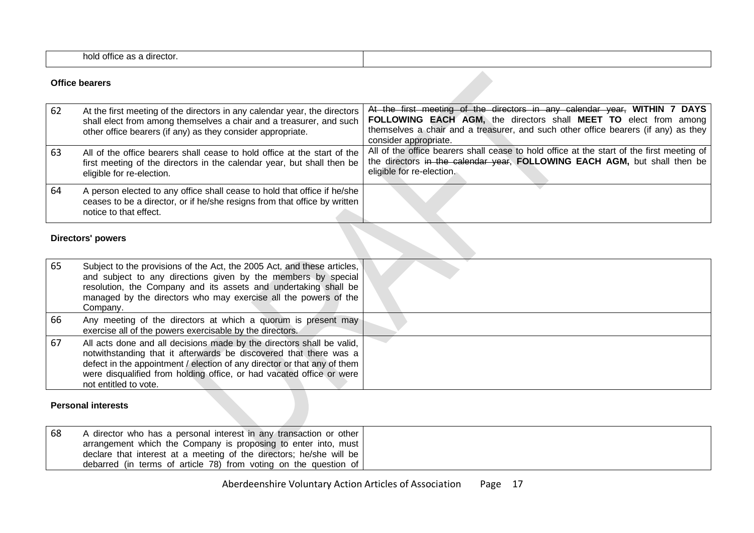| | hold office as a director. | |
|---|---|---|

**Office bearers**

| | | |
|---|---|---|
| 62 | At the first meeting of the directors in any calendar year, the directors shall elect from among themselves a chair and a treasurer, and such other office bearers (if any) as they consider appropriate. | ~~At the first meeting of the directors in any calendar year,~~ **WITHIN 7 DAYS FOLLOWING EACH AGM,** the directors shall **MEET TO** elect from among themselves a chair and a treasurer, and such other office bearers (if any) as they consider appropriate. |
| 63 | All of the office bearers shall cease to hold office at the start of the first meeting of the directors in the calendar year, but shall then be eligible for re-election. | All of the office bearers shall cease to hold office at the start of the first meeting of the directors ~~in the calendar year~~, **FOLLOWING EACH AGM,** but shall then be eligible for re-election. |
| 64 | A person elected to any office shall cease to hold that office if he/she ceases to be a director, or if he/she resigns from that office by written notice to that effect. | |

**Directors' powers**

| | | |
|---|---|---|
| 65 | Subject to the provisions of the Act, the 2005 Act, and these articles, and subject to any directions given by the members by special resolution, the Company and its assets and undertaking shall be managed by the directors who may exercise all the powers of the Company. | |
| 66 | Any meeting of the directors at which a quorum is present may exercise all of the powers exercisable by the directors. | |
| 67 | All acts done and all decisions made by the directors shall be valid, notwithstanding that it afterwards be discovered that there was a defect in the appointment / election of any director or that any of them were disqualified from holding office, or had vacated office or were not entitled to vote. | |

**Personal interests**

| | | |
|---|---|---|
| 68 | A director who has a personal interest in any transaction or other arrangement which the Company is proposing to enter into, must declare that interest at a meeting of the directors; he/she will be debarred (in terms of article 78) from voting on the question of | |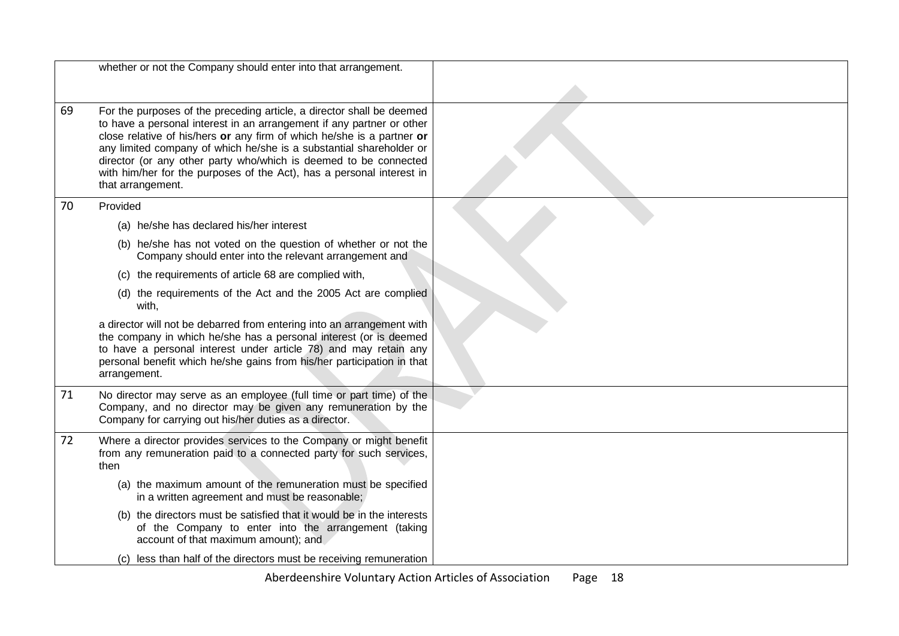| | | |
|---|---|---|
| | whether or not the Company should enter into that arrangement. | |
| 69 | For the purposes of the preceding article, a director shall be deemed to have a personal interest in an arrangement if any partner or other close relative of his/hers **or** any firm of which he/she is a partner **or** any limited company of which he/she is a substantial shareholder or director (or any other party who/which is deemed to be connected with him/her for the purposes of the Act), has a personal interest in that arrangement. | |
| 70 | Provided<br><br>(a) he/she has declared his/her interest<br><br>(b) he/she has not voted on the question of whether or not the Company should enter into the relevant arrangement and<br><br>(c) the requirements of article 68 are complied with,<br><br>(d) the requirements of the Act and the 2005 Act are complied with,<br><br>a director will not be debarred from entering into an arrangement with the company in which he/she has a personal interest (or is deemed to have a personal interest under article 78) and may retain any personal benefit which he/she gains from his/her participation in that arrangement. | |
| 71 | No director may serve as an employee (full time or part time) of the Company, and no director may be given any remuneration by the Company for carrying out his/her duties as a director. | |
| 72 | Where a director provides services to the Company or might benefit from any remuneration paid to a connected party for such services, then<br><br>(a) the maximum amount of the remuneration must be specified in a written agreement and must be reasonable;<br><br>(b) the directors must be satisfied that it would be in the interests of the Company to enter into the arrangement (taking account of that maximum amount); and<br><br>(c) less than half of the directors must be receiving remuneration | |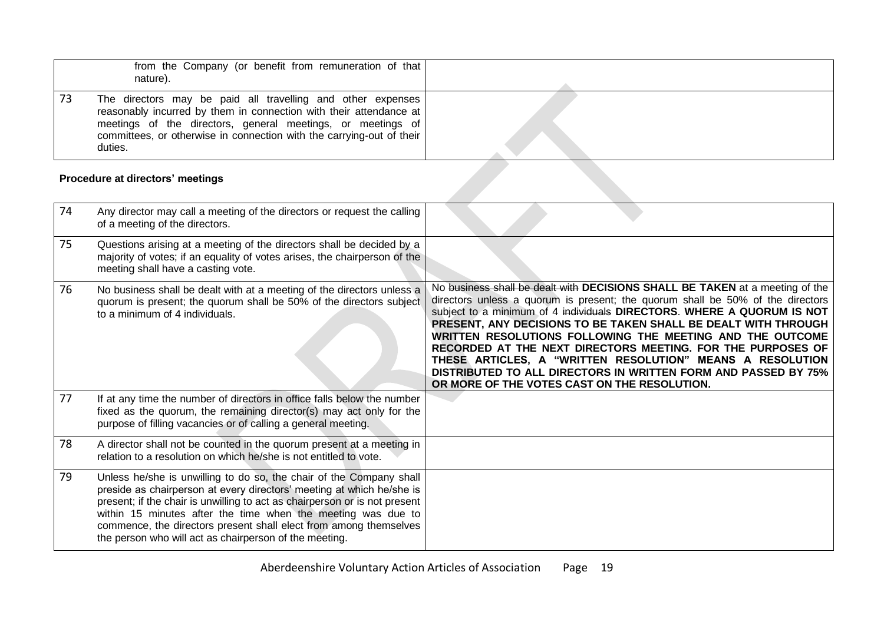| | | |
|---|---|---|
| | from the Company (or benefit from remuneration of that nature). | |
| 73 | The directors may be paid all travelling and other expenses reasonably incurred by them in connection with their attendance at meetings of the directors, general meetings, or meetings of committees, or otherwise in connection with the carrying-out of their duties. | |

**Procedure at directors' meetings**

| | | |
|---|---|---|
| 74 | Any director may call a meeting of the directors or request the calling of a meeting of the directors. | |
| 75 | Questions arising at a meeting of the directors shall be decided by a majority of votes; if an equality of votes arises, the chairperson of the meeting shall have a casting vote. | |
| 76 | No business shall be dealt with at a meeting of the directors unless a quorum is present; the quorum shall be 50% of the directors subject to a minimum of 4 individuals. | No ~~business shall be dealt with~~ **DECISIONS SHALL BE TAKEN** at a meeting of the directors unless a quorum is present; the quorum shall be 50% of the directors subject to a minimum of 4 ~~individuals~~ **DIRECTORS**. **WHERE A QUORUM IS NOT PRESENT, ANY DECISIONS TO BE TAKEN SHALL BE DEALT WITH THROUGH WRITTEN RESOLUTIONS FOLLOWING THE MEETING AND THE OUTCOME RECORDED AT THE NEXT DIRECTORS MEETING. FOR THE PURPOSES OF THESE ARTICLES, A "WRITTEN RESOLUTION" MEANS A RESOLUTION DISTRIBUTED TO ALL DIRECTORS IN WRITTEN FORM AND PASSED BY 75% OR MORE OF THE VOTES CAST ON THE RESOLUTION.** |
| 77 | If at any time the number of directors in office falls below the number fixed as the quorum, the remaining director(s) may act only for the purpose of filling vacancies or of calling a general meeting. | |
| 78 | A director shall not be counted in the quorum present at a meeting in relation to a resolution on which he/she is not entitled to vote. | |
| 79 | Unless he/she is unwilling to do so, the chair of the Company shall preside as chairperson at every directors' meeting at which he/she is present; if the chair is unwilling to act as chairperson or is not present within 15 minutes after the time when the meeting was due to commence, the directors present shall elect from among themselves the person who will act as chairperson of the meeting. | |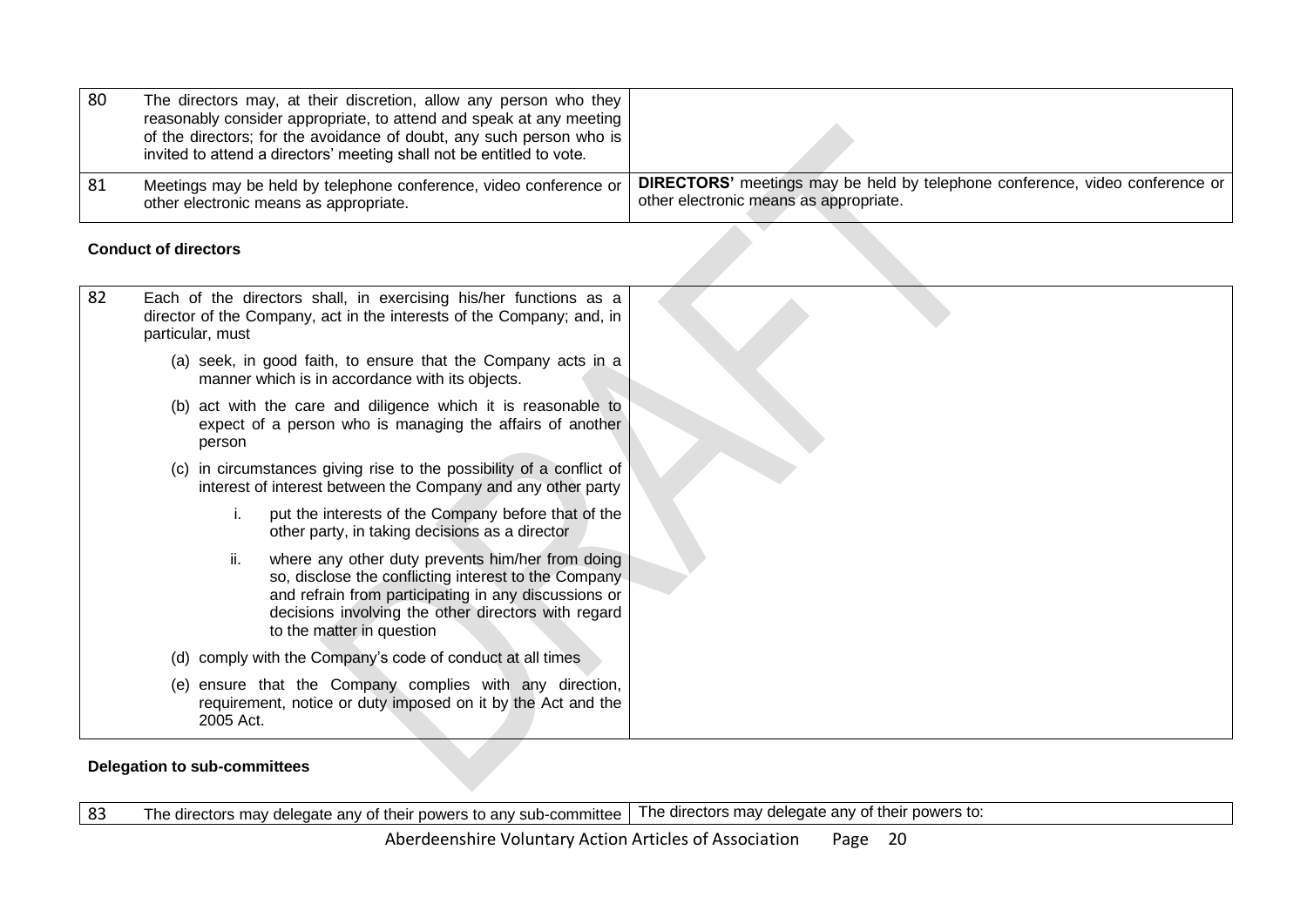| | | |
|---|---|---|
| 80 | The directors may, at their discretion, allow any person who they reasonably consider appropriate, to attend and speak at any meeting of the directors; for the avoidance of doubt, any such person who is invited to attend a directors' meeting shall not be entitled to vote. | |
| 81 | Meetings may be held by telephone conference, video conference or other electronic means as appropriate. | **DIRECTORS'** meetings may be held by telephone conference, video conference or other electronic means as appropriate. |

**Conduct of directors**

| | | |
|---|---|---|
| 82 | Each of the directors shall, in exercising his/her functions as a director of the Company, act in the interests of the Company; and, in particular, must<br><br>(a) seek, in good faith, to ensure that the Company acts in a manner which is in accordance with its objects.<br><br>(b) act with the care and diligence which it is reasonable to expect of a person who is managing the affairs of another person<br><br>(c) in circumstances giving rise to the possibility of a conflict of interest of interest between the Company and any other party<br><br>i. put the interests of the Company before that of the other party, in taking decisions as a director<br><br>ii. where any other duty prevents him/her from doing so, disclose the conflicting interest to the Company and refrain from participating in any discussions or decisions involving the other directors with regard to the matter in question<br><br>(d) comply with the Company's code of conduct at all times<br><br>(e) ensure that the Company complies with any direction, requirement, notice or duty imposed on it by the Act and the 2005 Act. | |

**Delegation to sub-committees**

| | | |
|---|---|---|
| 83 | The directors may delegate any of their powers to any sub-committee | The directors may delegate any of their powers to: |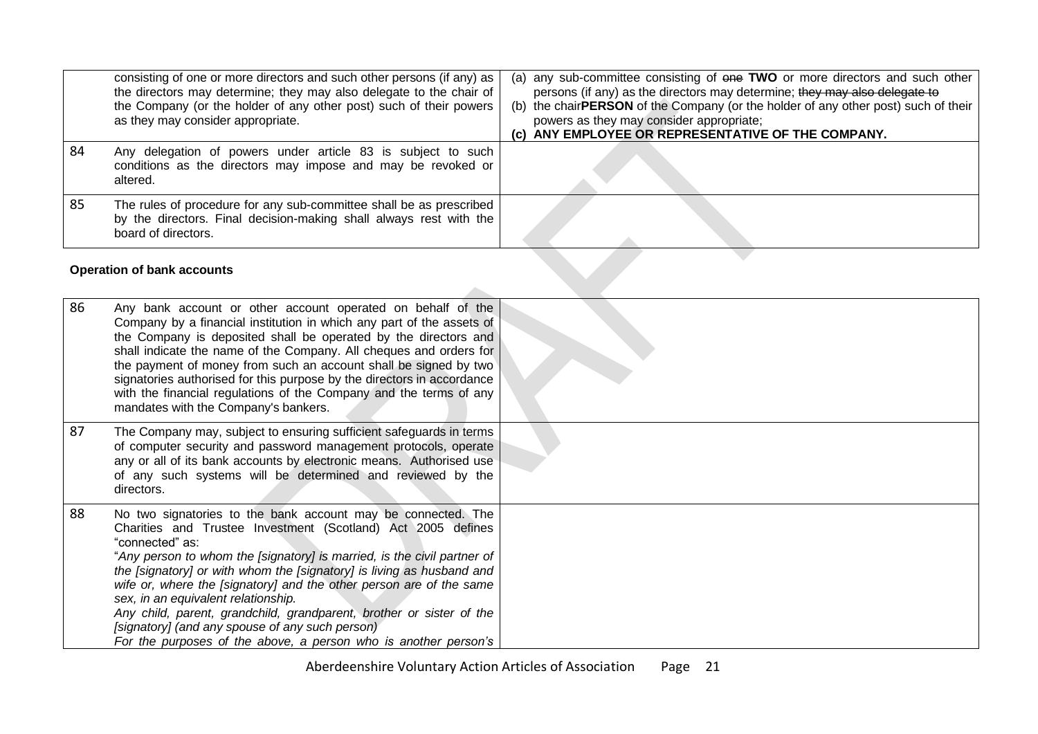| | | |
|---|---|---|
| | consisting of one or more directors and such other persons (if any) as the directors may determine; they may also delegate to the chair of the Company (or the holder of any other post) such of their powers as they may consider appropriate. | (a) any sub-committee consisting of ~~one~~ **TWO** or more directors and such other persons (if any) as the directors may determine; ~~they may also delegate to~~<br>(b) the chair**PERSON** of the Company (or the holder of any other post) such of their powers as they may consider appropriate;<br>**(c) ANY EMPLOYEE OR REPRESENTATIVE OF THE COMPANY.** |
| 84 | Any delegation of powers under article 83 is subject to such conditions as the directors may impose and may be revoked or altered. | |
| 85 | The rules of procedure for any sub-committee shall be as prescribed by the directors. Final decision-making shall always rest with the board of directors. | |

**Operation of bank accounts**

| | | |
|---|---|---|
| 86 | Any bank account or other account operated on behalf of the Company by a financial institution in which any part of the assets of the Company is deposited shall be operated by the directors and shall indicate the name of the Company. All cheques and orders for the payment of money from such an account shall be signed by two signatories authorised for this purpose by the directors in accordance with the financial regulations of the Company and the terms of any mandates with the Company's bankers. | |
| 87 | The Company may, subject to ensuring sufficient safeguards in terms of computer security and password management protocols, operate any or all of its bank accounts by electronic means. Authorised use of any such systems will be determined and reviewed by the directors. | |
| 88 | No two signatories to the bank account may be connected. The Charities and Trustee Investment (Scotland) Act 2005 defines "connected" as:<br>"*Any person to whom the [signatory] is married, is the civil partner of the [signatory] or with whom the [signatory] is living as husband and wife or, where the [signatory] and the other person are of the same sex, in an equivalent relationship.*<br>*Any child, parent, grandchild, grandparent, brother or sister of the [signatory] (and any spouse of any such person)*<br>*For the purposes of the above, a person who is another person's* | |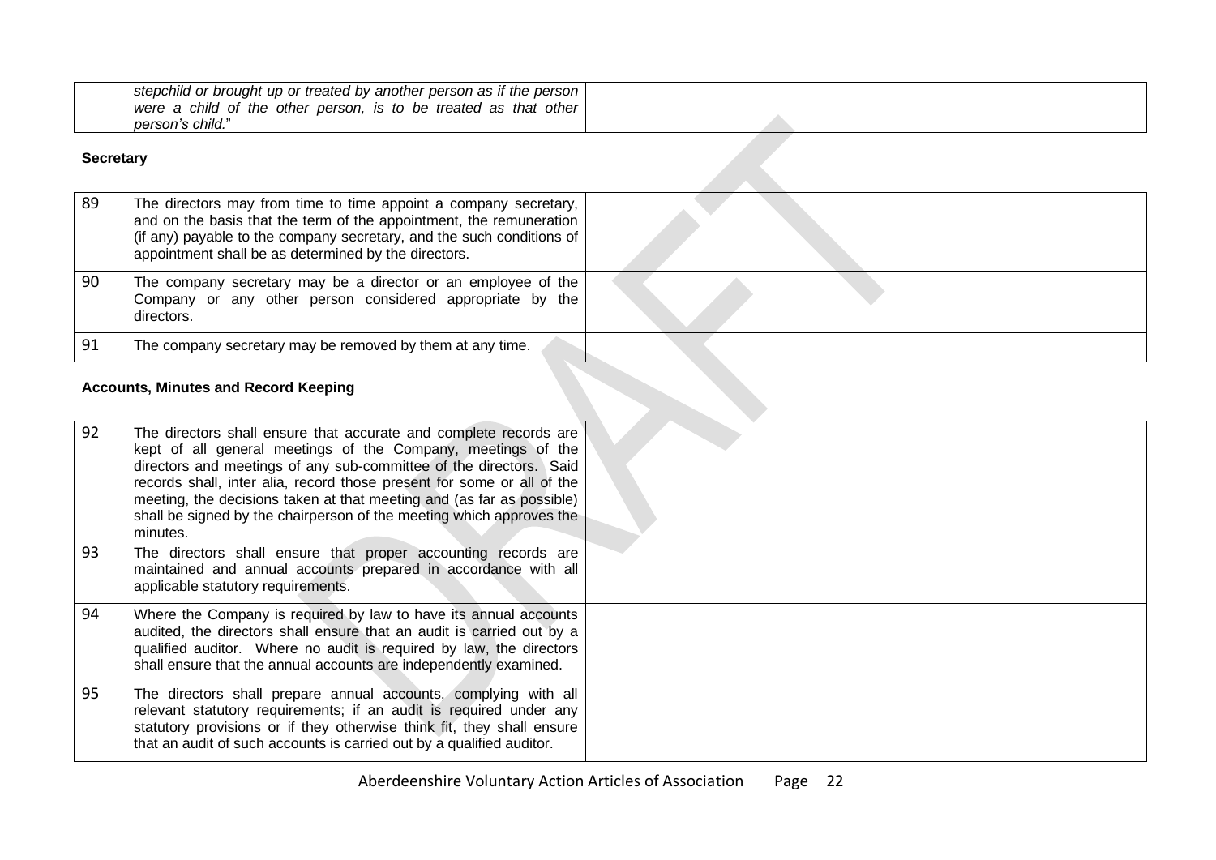| | | |
|---|---|---|
| | *stepchild or brought up or treated by another person as if the person were a child of the other person, is to be treated as that other person's child.*" | |

**Secretary**

| | | |
|---|---|---|
| 89 | The directors may from time to time appoint a company secretary, and on the basis that the term of the appointment, the remuneration (if any) payable to the company secretary, and the such conditions of appointment shall be as determined by the directors. | |
| 90 | The company secretary may be a director or an employee of the Company or any other person considered appropriate by the directors. | |
| 91 | The company secretary may be removed by them at any time. | |

**Accounts, Minutes and Record Keeping**

| | | |
|---|---|---|
| 92 | The directors shall ensure that accurate and complete records are kept of all general meetings of the Company, meetings of the directors and meetings of any sub-committee of the directors. Said records shall, inter alia, record those present for some or all of the meeting, the decisions taken at that meeting and (as far as possible) shall be signed by the chairperson of the meeting which approves the minutes. | |
| 93 | The directors shall ensure that proper accounting records are maintained and annual accounts prepared in accordance with all applicable statutory requirements. | |
| 94 | Where the Company is required by law to have its annual accounts audited, the directors shall ensure that an audit is carried out by a qualified auditor. Where no audit is required by law, the directors shall ensure that the annual accounts are independently examined. | |
| 95 | The directors shall prepare annual accounts, complying with all relevant statutory requirements; if an audit is required under any statutory provisions or if they otherwise think fit, they shall ensure that an audit of such accounts is carried out by a qualified auditor. | |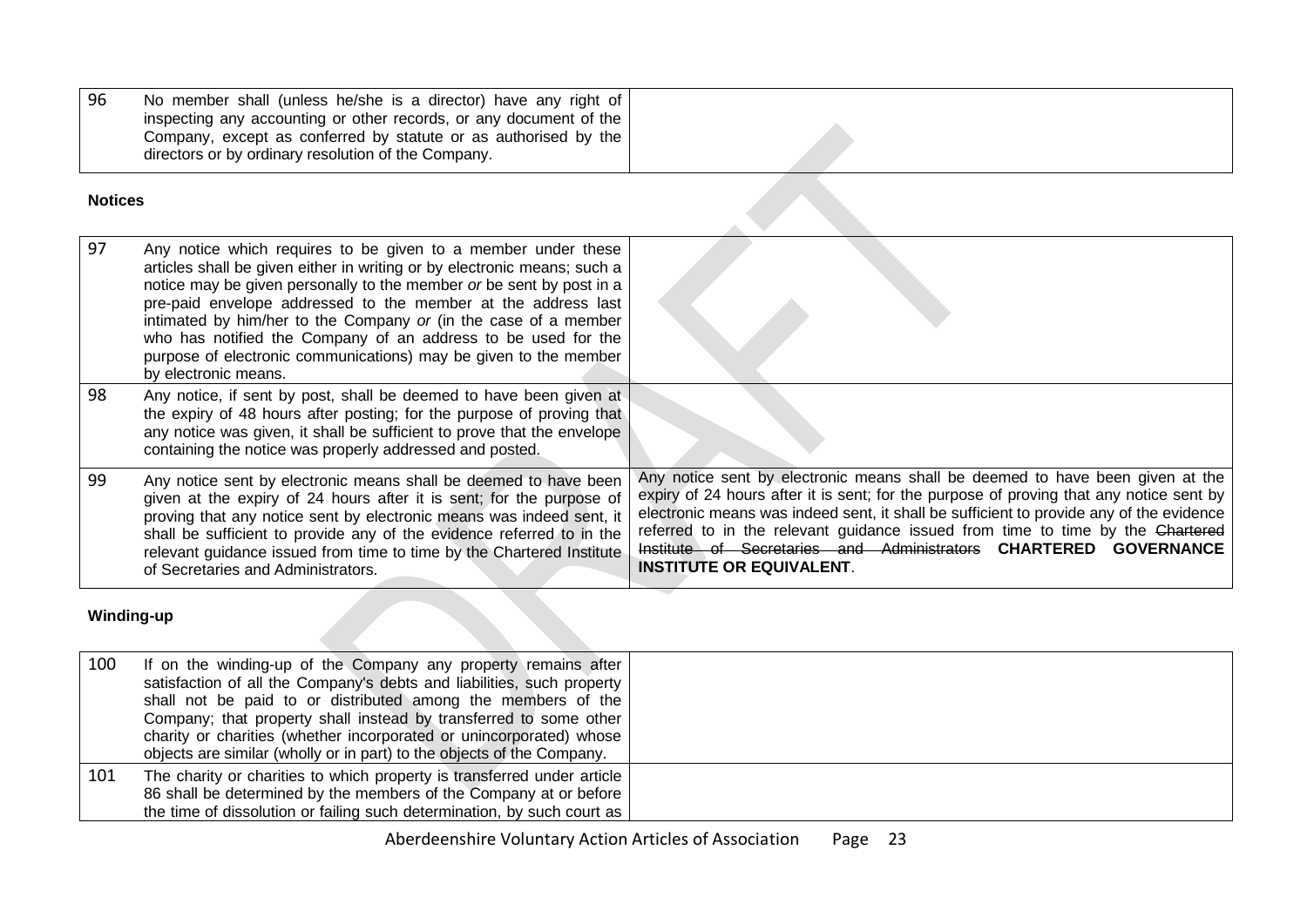| | | |
|---|---|---|
| 96 | No member shall (unless he/she is a director) have any right of inspecting any accounting or other records, or any document of the Company, except as conferred by statute or as authorised by the directors or by ordinary resolution of the Company. | |

**Notices**

| | | |
|---|---|---|
| 97 | Any notice which requires to be given to a member under these articles shall be given either in writing or by electronic means; such a notice may be given personally to the member *or* be sent by post in a pre-paid envelope addressed to the member at the address last intimated by him/her to the Company *or* (in the case of a member who has notified the Company of an address to be used for the purpose of electronic communications) may be given to the member by electronic means. | |
| 98 | Any notice, if sent by post, shall be deemed to have been given at the expiry of 48 hours after posting; for the purpose of proving that any notice was given, it shall be sufficient to prove that the envelope containing the notice was properly addressed and posted. | |
| 99 | Any notice sent by electronic means shall be deemed to have been given at the expiry of 24 hours after it is sent; for the purpose of proving that any notice sent by electronic means was indeed sent, it shall be sufficient to provide any of the evidence referred to in the relevant guidance issued from time to time by the Chartered Institute of Secretaries and Administrators. | Any notice sent by electronic means shall be deemed to have been given at the expiry of 24 hours after it is sent; for the purpose of proving that any notice sent by electronic means was indeed sent, it shall be sufficient to provide any of the evidence referred to in the relevant guidance issued from time to time by the ~~Chartered Institute of Secretaries and Administrators~~ **CHARTERED GOVERNANCE INSTITUTE OR EQUIVALENT**. |

**Winding-up**

| | | |
|---|---|---|
| 100 | If on the winding-up of the Company any property remains after satisfaction of all the Company's debts and liabilities, such property shall not be paid to or distributed among the members of the Company; that property shall instead by transferred to some other charity or charities (whether incorporated or unincorporated) whose objects are similar (wholly or in part) to the objects of the Company. | |
| 101 | The charity or charities to which property is transferred under article 86 shall be determined by the members of the Company at or before the time of dissolution or failing such determination, by such court as | |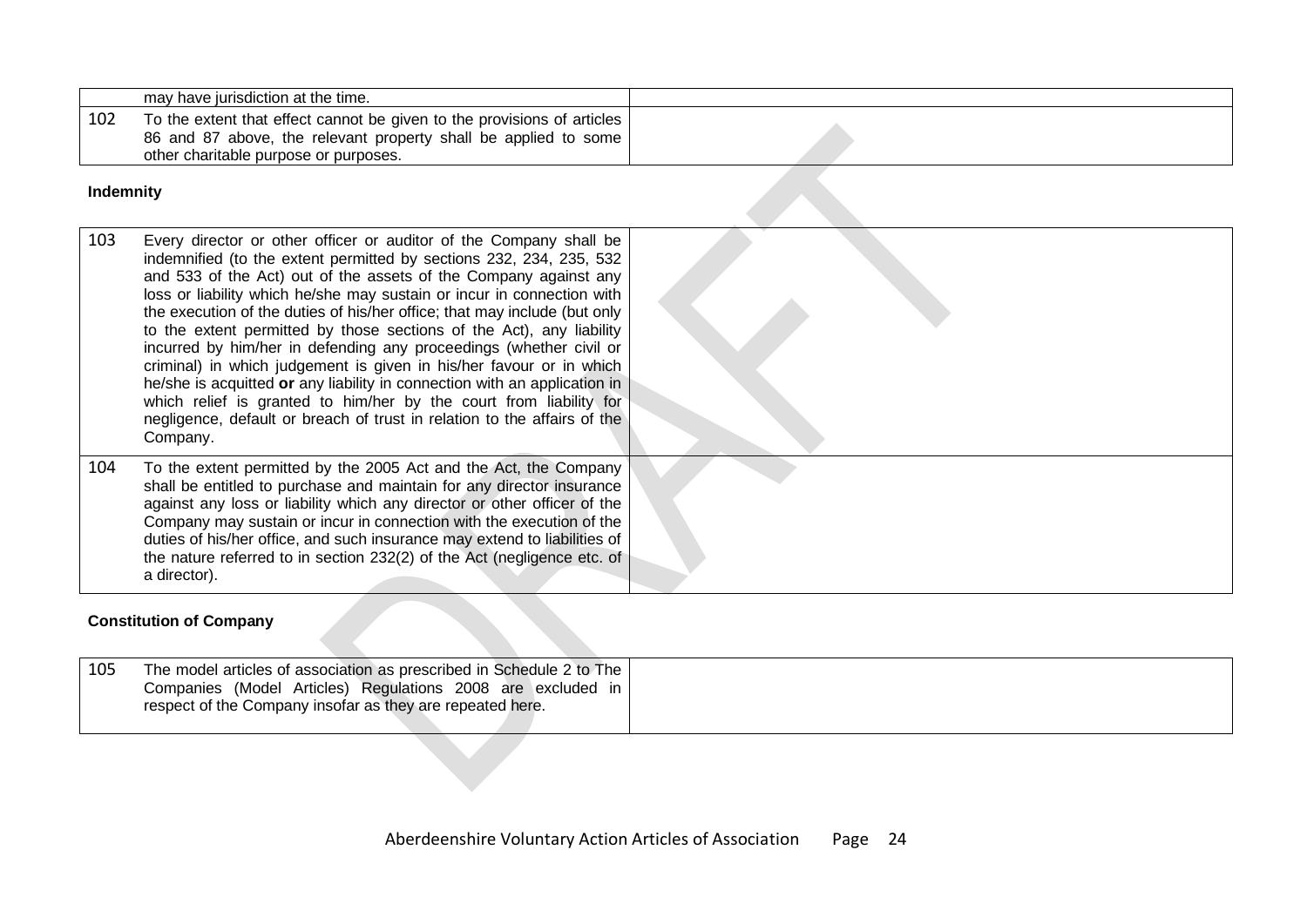| | | |
|---|---|---|
| | may have jurisdiction at the time. | |
| 102 | To the extent that effect cannot be given to the provisions of articles 86 and 87 above, the relevant property shall be applied to some other charitable purpose or purposes. | |

**Indemnity**

| | | |
|---|---|---|
| 103 | Every director or other officer or auditor of the Company shall be indemnified (to the extent permitted by sections 232, 234, 235, 532 and 533 of the Act) out of the assets of the Company against any loss or liability which he/she may sustain or incur in connection with the execution of the duties of his/her office; that may include (but only to the extent permitted by those sections of the Act), any liability incurred by him/her in defending any proceedings (whether civil or criminal) in which judgement is given in his/her favour or in which he/she is acquitted **or** any liability in connection with an application in which relief is granted to him/her by the court from liability for negligence, default or breach of trust in relation to the affairs of the Company. | |
| 104 | To the extent permitted by the 2005 Act and the Act, the Company shall be entitled to purchase and maintain for any director insurance against any loss or liability which any director or other officer of the Company may sustain or incur in connection with the execution of the duties of his/her office, and such insurance may extend to liabilities of the nature referred to in section 232(2) of the Act (negligence etc. of a director). | |

**Constitution of Company**

| | | |
|---|---|---|
| 105 | The model articles of association as prescribed in Schedule 2 to The Companies (Model Articles) Regulations 2008 are excluded in respect of the Company insofar as they are repeated here. | |

DRAFT